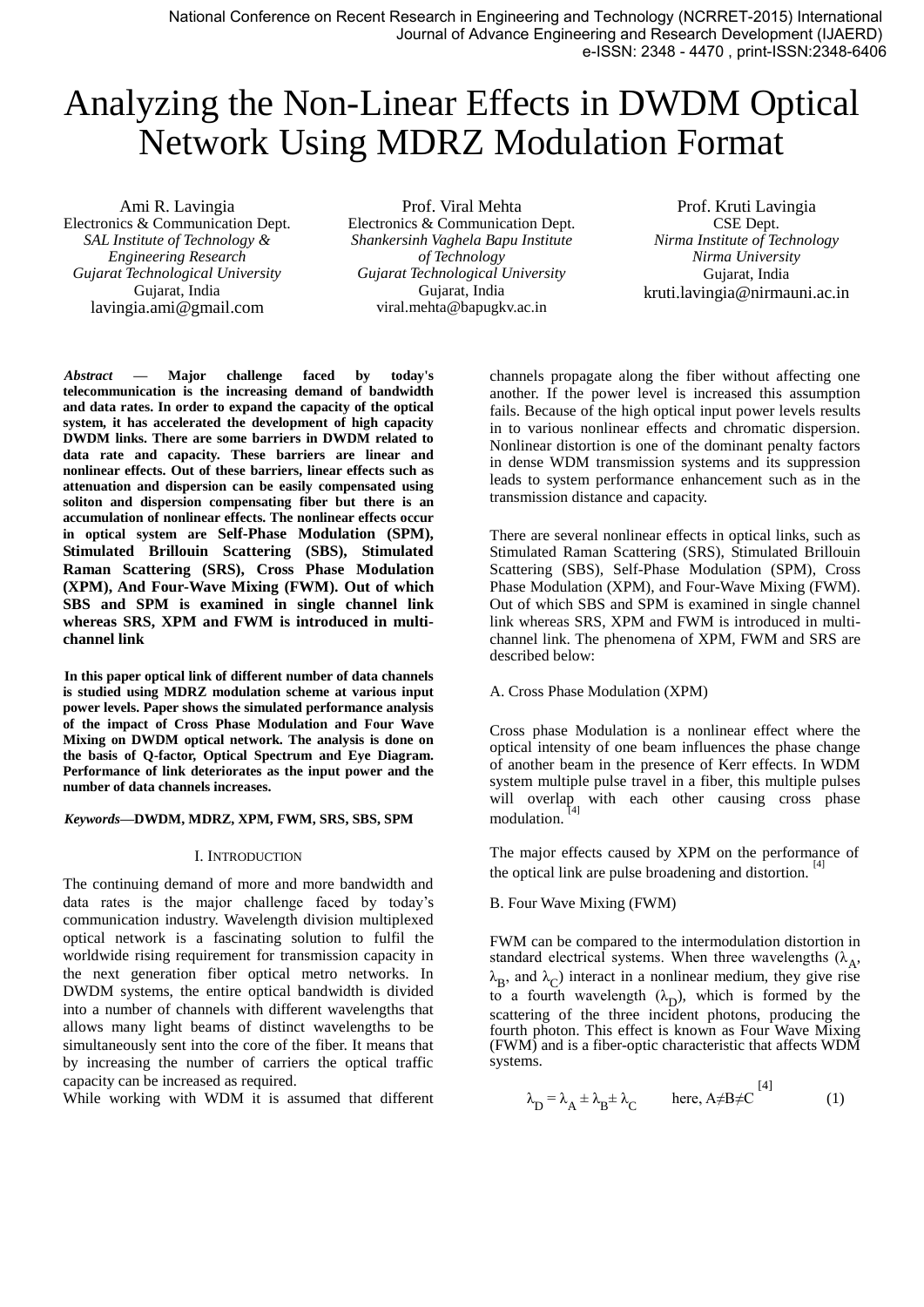# Analyzing the Non-Linear Effects in DWDM Optical Network Using MDRZ Modulation Format

Ami R. Lavingia
Electronics & Communication Dept.
*SAL Institute of Technology & Engineering Research*
*Gujarat Technological University*
Gujarat, India
lavingia.ami@gmail.com

Prof. Viral Mehta
Electronics & Communication Dept.
*Shankersinh Vaghela Bapu Institute of Technology*
*Gujarat Technological University*
Gujarat, India
viral.mehta@bapugkv.ac.in

Prof. Kruti Lavingia
CSE Dept.
*Nirma Institute of Technology*
*Nirma University*
Gujarat, India
kruti.lavingia@nirmauni.ac.in

***Abstract* — Major challenge faced by today's telecommunication is the increasing demand of bandwidth and data rates. In order to expand the capacity of the optical system, it has accelerated the development of high capacity DWDM links. There are some barriers in DWDM related to data rate and capacity. These barriers are linear and nonlinear effects. Out of these barriers, linear effects such as attenuation and dispersion can be easily compensated using soliton and dispersion compensating fiber but there is an accumulation of nonlinear effects. The nonlinear effects occur in optical system are Self-Phase Modulation (SPM), Stimulated Brillouin Scattering (SBS), Stimulated Raman Scattering (SRS), Cross Phase Modulation (XPM), And Four-Wave Mixing (FWM). Out of which SBS and SPM is examined in single channel link whereas SRS, XPM and FWM is introduced in multi-channel link**

**In this paper optical link of different number of data channels is studied using MDRZ modulation scheme at various input power levels. Paper shows the simulated performance analysis of the impact of Cross Phase Modulation and Four Wave Mixing on DWDM optical network. The analysis is done on the basis of Q-factor, Optical Spectrum and Eye Diagram. Performance of link deteriorates as the input power and the number of data channels increases.**

***Keywords*—DWDM, MDRZ, XPM, FWM, SRS, SBS, SPM**

## I. Introduction

The continuing demand of more and more bandwidth and data rates is the major challenge faced by today's communication industry. Wavelength division multiplexed optical network is a fascinating solution to fulfil the worldwide rising requirement for transmission capacity in the next generation fiber optical metro networks. In DWDM systems, the entire optical bandwidth is divided into a number of channels with different wavelengths that allows many light beams of distinct wavelengths to be simultaneously sent into the core of the fiber. It means that by increasing the number of carriers the optical traffic capacity can be increased as required.

While working with WDM it is assumed that different channels propagate along the fiber without affecting one another. If the power level is increased this assumption fails. Because of the high optical input power levels results in to various nonlinear effects and chromatic dispersion. Nonlinear distortion is one of the dominant penalty factors in dense WDM transmission systems and its suppression leads to system performance enhancement such as in the transmission distance and capacity.

There are several nonlinear effects in optical links, such as Stimulated Raman Scattering (SRS), Stimulated Brillouin Scattering (SBS), Self-Phase Modulation (SPM), Cross Phase Modulation (XPM), and Four-Wave Mixing (FWM). Out of which SBS and SPM is examined in single channel link whereas SRS, XPM and FWM is introduced in multi-channel link. The phenomena of XPM, FWM and SRS are described below:

### A. Cross Phase Modulation (XPM)

Cross phase Modulation is a nonlinear effect where the optical intensity of one beam influences the phase change of another beam in the presence of Kerr effects. In WDM system multiple pulse travel in a fiber, this multiple pulses will overlap with each other causing cross phase modulation. [4]

The major effects caused by XPM on the performance of the optical link are pulse broadening and distortion. [4]

### B. Four Wave Mixing (FWM)

FWM can be compared to the intermodulation distortion in standard electrical systems. When three wavelengths ($\lambda_A$, $\lambda_B$, and $\lambda_C$) interact in a nonlinear medium, they give rise to a fourth wavelength ($\lambda_D$), which is formed by the scattering of the three incident photons, producing the fourth photon. This effect is known as Four Wave Mixing (FWM) and is a fiber-optic characteristic that affects WDM systems.

$$\lambda_D = \lambda_A \pm \lambda_B \pm \lambda_C \qquad \text{here, } A \neq B \neq C \quad [4] \qquad (1)$$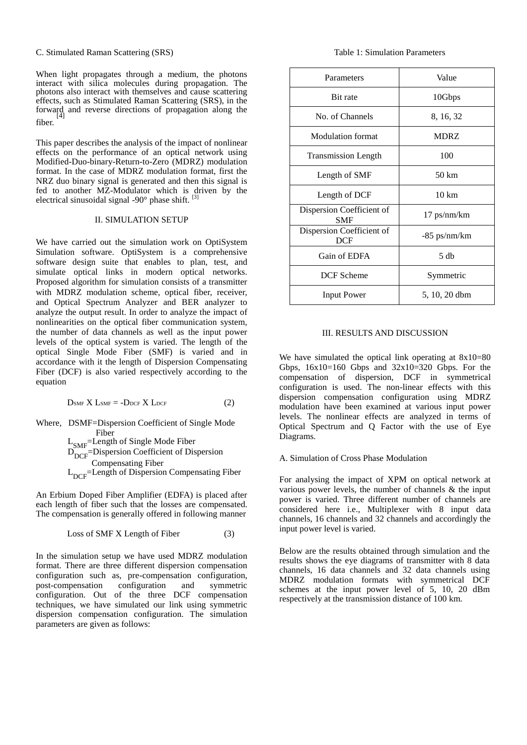### C. Stimulated Raman Scattering (SRS)

When light propagates through a medium, the photons interact with silica molecules during propagation. The photons also interact with themselves and cause scattering effects, such as Stimulated Raman Scattering (SRS), in the forward and reverse directions of propagation along the fiber.[4]

This paper describes the analysis of the impact of nonlinear effects on the performance of an optical network using Modified-Duo-binary-Return-to-Zero (MDRZ) modulation format. In the case of MDRZ modulation format, first the NRZ duo binary signal is generated and then this signal is fed to another MZ-Modulator which is driven by the electrical sinusoidal signal -90° phase shift. [3]

## II. SIMULATION SETUP

We have carried out the simulation work on OptiSystem Simulation software. OptiSystem is a comprehensive software design suite that enables to plan, test, and simulate optical links in modern optical networks. Proposed algorithm for simulation consists of a transmitter with MDRZ modulation scheme, optical fiber, receiver, and Optical Spectrum Analyzer and BER analyzer to analyze the output result. In order to analyze the impact of nonlinearities on the optical fiber communication system, the number of data channels as well as the input power levels of the optical system is varied. The length of the optical Single Mode Fiber (SMF) is varied and in accordance with it the length of Dispersion Compensating Fiber (DCF) is also varied respectively according to the equation

$$D_{SMF} \text{ X } L_{SMF} = -D_{DCF} \text{ X } L_{DCF} \qquad (2)$$

Where, DSMF=Dispersion Coefficient of Single Mode Fiber
$L_{SMF}$=Length of Single Mode Fiber
$D_{DCF}$=Dispersion Coefficient of Dispersion Compensating Fiber
$L_{DCF}$=Length of Dispersion Compensating Fiber

An Erbium Doped Fiber Amplifier (EDFA) is placed after each length of fiber such that the losses are compensated. The compensation is generally offered in following manner

$$\text{Loss of SMF X Length of Fiber} \qquad (3)$$

In the simulation setup we have used MDRZ modulation format. There are three different dispersion compensation configuration such as, pre-compensation configuration, post-compensation configuration and symmetric configuration. Out of the three DCF compensation techniques, we have simulated our link using symmetric dispersion compensation configuration. The simulation parameters are given as follows:

Table 1: Simulation Parameters

| Parameters | Value |
|---|---|
| Bit rate | 10Gbps |
| No. of Channels | 8, 16, 32 |
| Modulation format | MDRZ |
| Transmission Length | 100 |
| Length of SMF | 50 km |
| Length of DCF | 10 km |
| Dispersion Coefficient of SMF | 17 ps/nm/km |
| Dispersion Coefficient of DCF | -85 ps/nm/km |
| Gain of EDFA | 5 db |
| DCF Scheme | Symmetric |
| Input Power | 5, 10, 20 dbm |

## III. RESULTS AND DISCUSSION

We have simulated the optical link operating at 8x10=80 Gbps, 16x10=160 Gbps and 32x10=320 Gbps. For the compensation of dispersion, DCF in symmetrical configuration is used. The non-linear effects with this dispersion compensation configuration using MDRZ modulation have been examined at various input power levels. The nonlinear effects are analyzed in terms of Optical Spectrum and Q Factor with the use of Eye Diagrams.

### A. Simulation of Cross Phase Modulation

For analysing the impact of XPM on optical network at various power levels, the number of channels & the input power is varied. Three different number of channels are considered here i.e., Multiplexer with 8 input data channels, 16 channels and 32 channels and accordingly the input power level is varied.

Below are the results obtained through simulation and the results shows the eye diagrams of transmitter with 8 data channels, 16 data channels and 32 data channels using MDRZ modulation formats with symmetrical DCF schemes at the input power level of 5, 10, 20 dBm respectively at the transmission distance of 100 km.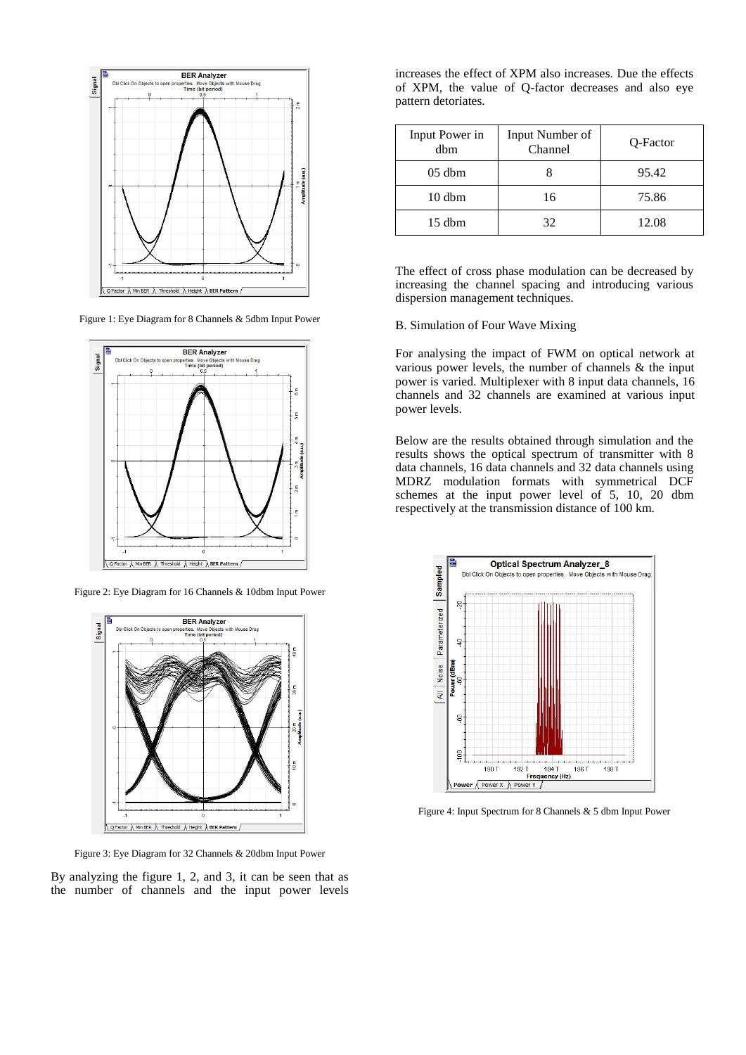Figure 1: Eye Diagram for 8 Channels & 5dbm Input Power

Figure 2: Eye Diagram for 16 Channels & 10dbm Input Power

Figure 3: Eye Diagram for 32 Channels & 20dbm Input Power

By analyzing the figure 1, 2, and 3, it can be seen that as the number of channels and the input power levels increases the effect of XPM also increases. Due the effects of XPM, the value of Q-factor decreases and also eye pattern detoriates.

| Input Power in dbm | Input Number of Channel | Q-Factor |
| --- | --- | --- |
| 05 dbm | 8 | 95.42 |
| 10 dbm | 16 | 75.86 |
| 15 dbm | 32 | 12.08 |

The effect of cross phase modulation can be decreased by increasing the channel spacing and introducing various dispersion management techniques.

B. Simulation of Four Wave Mixing

For analysing the impact of FWM on optical network at various power levels, the number of channels & the input power is varied. Multiplexer with 8 input data channels, 16 channels and 32 channels are examined at various input power levels.

Below are the results obtained through simulation and the results shows the optical spectrum of transmitter with 8 data channels, 16 data channels and 32 data channels using MDRZ modulation formats with symmetrical DCF schemes at the input power level of 5, 10, 20 dbm respectively at the transmission distance of 100 km.

Figure 4: Input Spectrum for 8 Channels & 5 dbm Input Power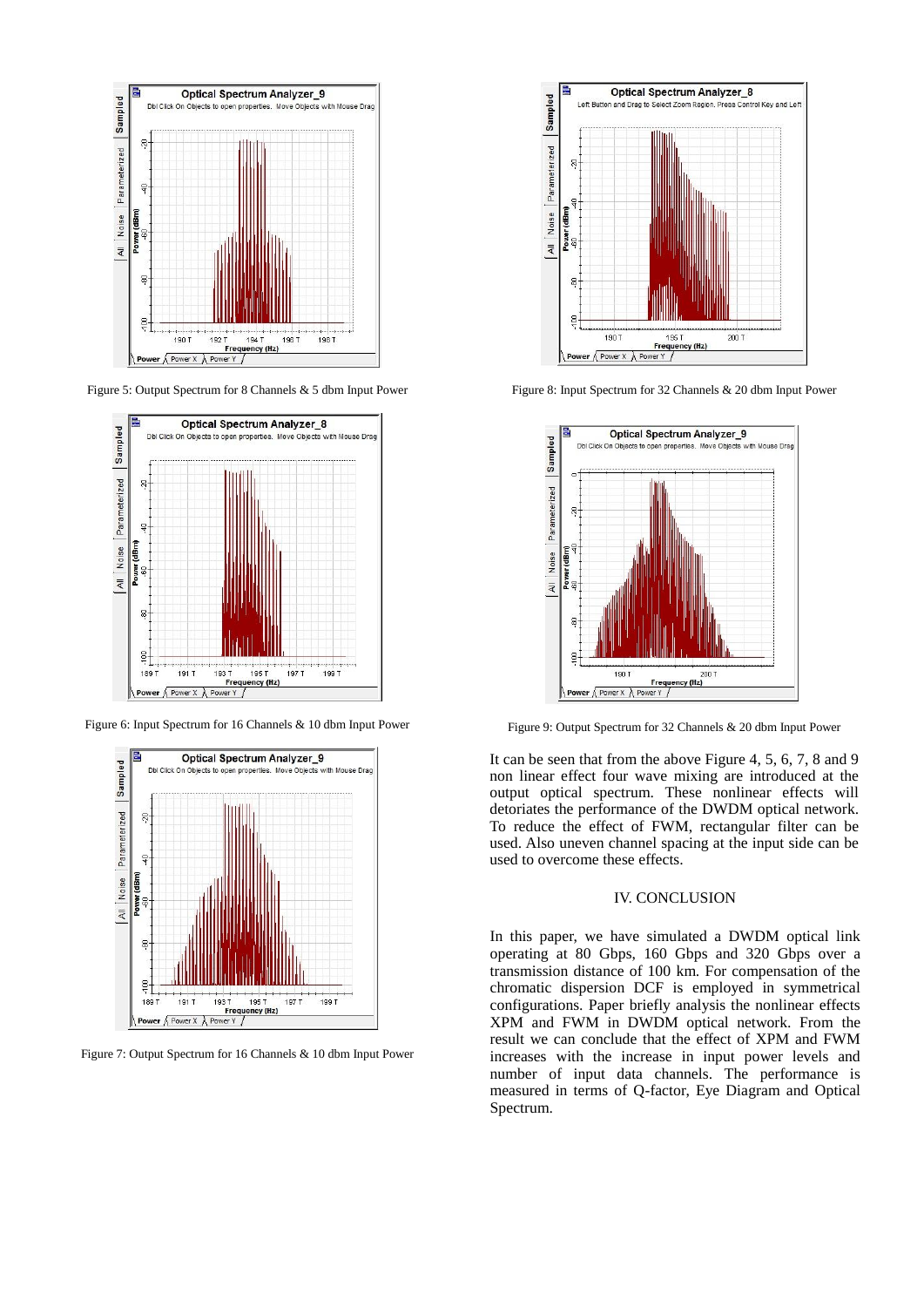Figure 5: Output Spectrum for 8 Channels & 5 dbm Input Power

Figure 6: Input Spectrum for 16 Channels & 10 dbm Input Power

Figure 7: Output Spectrum for 16 Channels & 10 dbm Input Power

Figure 8: Input Spectrum for 32 Channels & 20 dbm Input Power

Figure 9: Output Spectrum for 32 Channels & 20 dbm Input Power

It can be seen that from the above Figure 4, 5, 6, 7, 8 and 9 non linear effect four wave mixing are introduced at the output optical spectrum. These nonlinear effects will detoriates the performance of the DWDM optical network. To reduce the effect of FWM, rectangular filter can be used. Also uneven channel spacing at the input side can be used to overcome these effects.

## IV. CONCLUSION

In this paper, we have simulated a DWDM optical link operating at 80 Gbps, 160 Gbps and 320 Gbps over a transmission distance of 100 km. For compensation of the chromatic dispersion DCF is employed in symmetrical configurations. Paper briefly analysis the nonlinear effects XPM and FWM in DWDM optical network. From the result we can conclude that the effect of XPM and FWM increases with the increase in input power levels and number of input data channels. The performance is measured in terms of Q-factor, Eye Diagram and Optical Spectrum.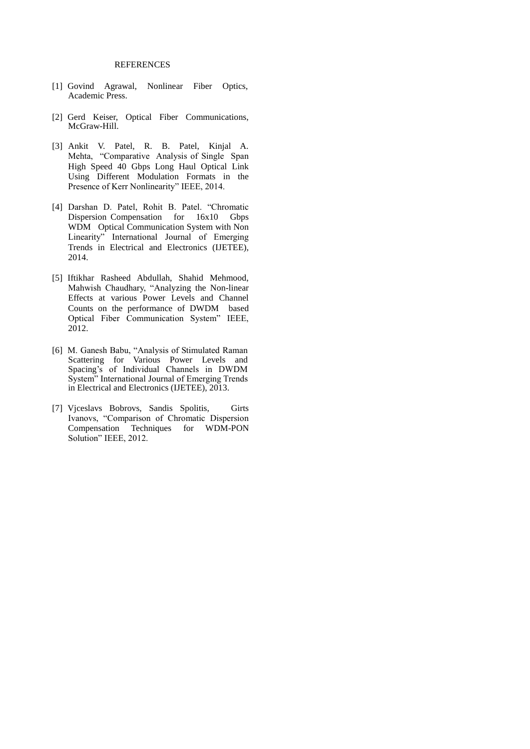# REFERENCES

[1] Govind Agrawal, Nonlinear Fiber Optics, Academic Press.

[2] Gerd Keiser, Optical Fiber Communications, McGraw-Hill.

[3] Ankit V. Patel, R. B. Patel, Kinjal A. Mehta, "Comparative Analysis of Single Span High Speed 40 Gbps Long Haul Optical Link Using Different Modulation Formats in the Presence of Kerr Nonlinearity" IEEE, 2014.

[4] Darshan D. Patel, Rohit B. Patel. "Chromatic Dispersion Compensation for 16x10 Gbps WDM Optical Communication System with Non Linearity" International Journal of Emerging Trends in Electrical and Electronics (IJETEE), 2014.

[5] Iftikhar Rasheed Abdullah, Shahid Mehmood, Mahwish Chaudhary, "Analyzing the Non-linear Effects at various Power Levels and Channel Counts on the performance of DWDM based Optical Fiber Communication System" IEEE, 2012.

[6] M. Ganesh Babu, "Analysis of Stimulated Raman Scattering for Various Power Levels and Spacing's of Individual Channels in DWDM System" International Journal of Emerging Trends in Electrical and Electronics (IJETEE), 2013.

[7] Vjceslavs Bobrovs, Sandis Spolitis, Girts Ivanovs, "Comparison of Chromatic Dispersion Compensation Techniques for WDM-PON Solution" IEEE, 2012.